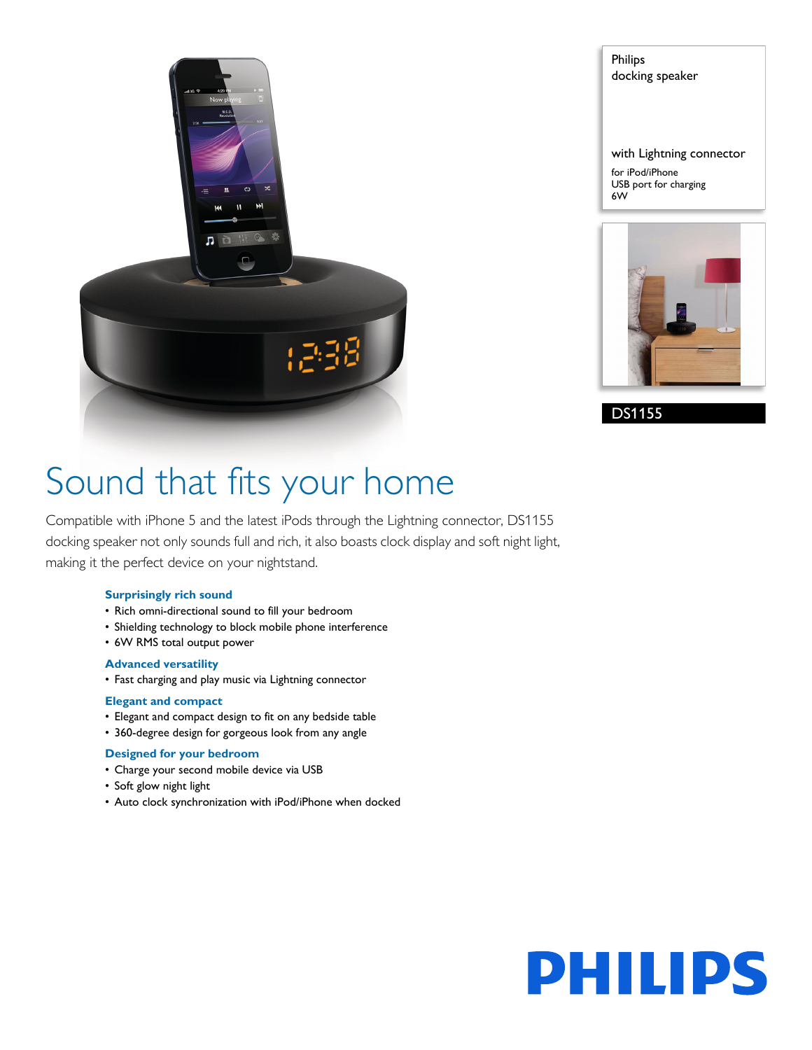Philips
docking speaker

with Lightning connector

for iPod/iPhone
USB port for charging
6W

DS1155

# Sound that fits your home

Compatible with iPhone 5 and the latest iPods through the Lightning connector, DS1155 docking speaker not only sounds full and rich, it also boasts clock display and soft night light, making it the perfect device on your nightstand.

### Surprisingly rich sound

- Rich omni-directional sound to fill your bedroom
- Shielding technology to block mobile phone interference
- 6W RMS total output power

### Advanced versatility

- Fast charging and play music via Lightning connector

### Elegant and compact

- Elegant and compact design to fit on any bedside table
- 360-degree design for gorgeous look from any angle

### Designed for your bedroom

- Charge your second mobile device via USB
- Soft glow night light
- Auto clock synchronization with iPod/iPhone when docked

PHILIPS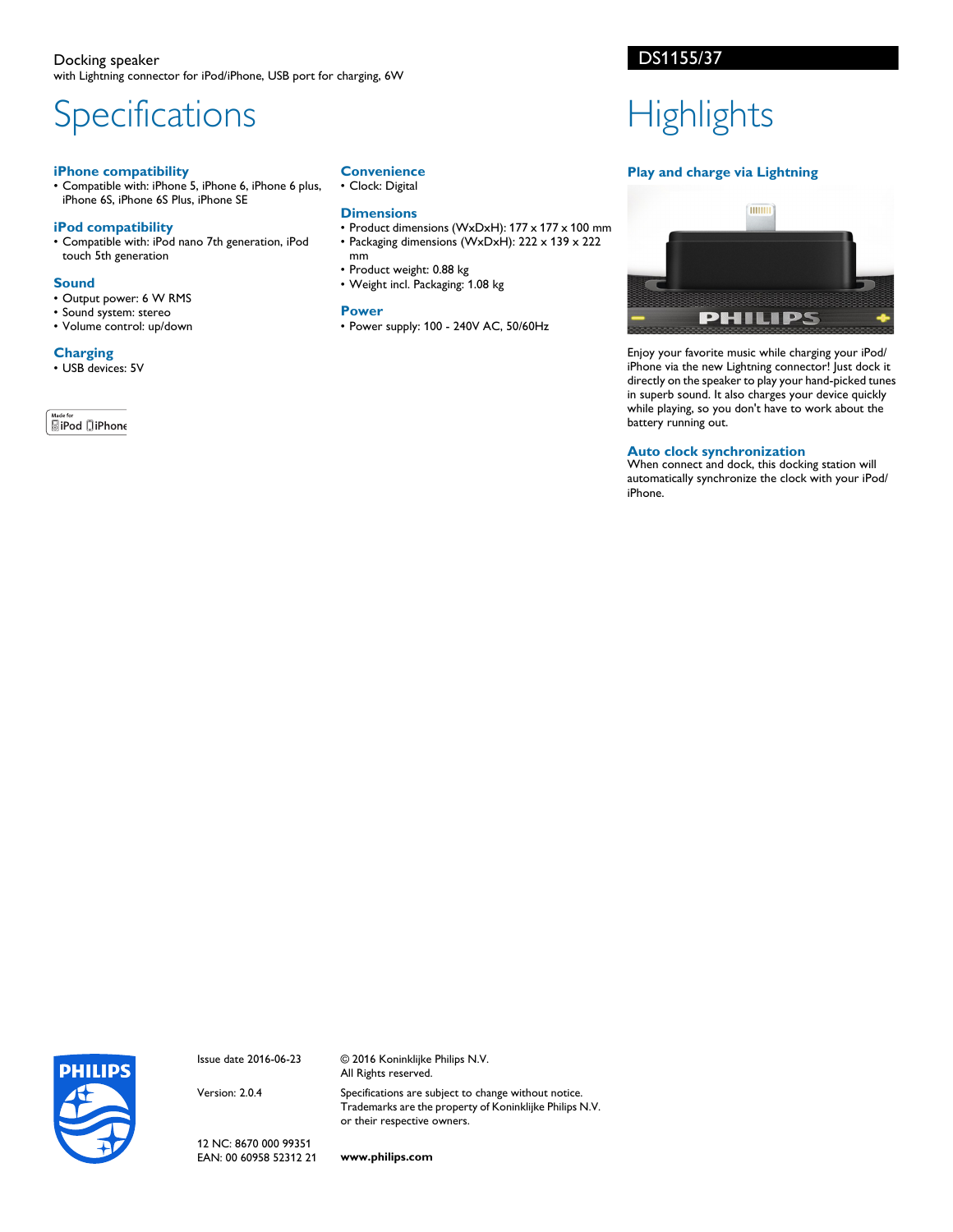Docking speaker

with Lightning connector for iPod/iPhone, USB port for charging, 6W

DS1155/37

# Specifications

### iPhone compatibility
- Compatible with: iPhone 5, iPhone 6, iPhone 6 plus, iPhone 6S, iPhone 6S Plus, iPhone SE

### iPod compatibility
- Compatible with: iPod nano 7th generation, iPod touch 5th generation

### Sound
- Output power: 6 W RMS
- Sound system: stereo
- Volume control: up/down

### Charging
- USB devices: 5V

Made for iPod iPhone

### Convenience
- Clock: Digital

### Dimensions
- Product dimensions (WxDxH): 177 x 177 x 100 mm
- Packaging dimensions (WxDxH): 222 x 139 x 222 mm
- Product weight: 0.88 kg
- Weight incl. Packaging: 1.08 kg

### Power
- Power supply: 100 - 240V AC, 50/60Hz

# Highlights

### Play and charge via Lightning

Enjoy your favorite music while charging your iPod/iPhone via the new Lightning connector! Just dock it directly on the speaker to play your hand-picked tunes in superb sound. It also charges your device quickly while playing, so you don't have to work about the battery running out.

### Auto clock synchronization

When connect and dock, this docking station will automatically synchronize the clock with your iPod/iPhone.

Issue date 2016-06-23

Version: 2.0.4

12 NC: 8670 000 99351
EAN: 00 60958 52312 21

© 2016 Koninklijke Philips N.V.
All Rights reserved.

Specifications are subject to change without notice. Trademarks are the property of Koninklijke Philips N.V. or their respective owners.

**www.philips.com**